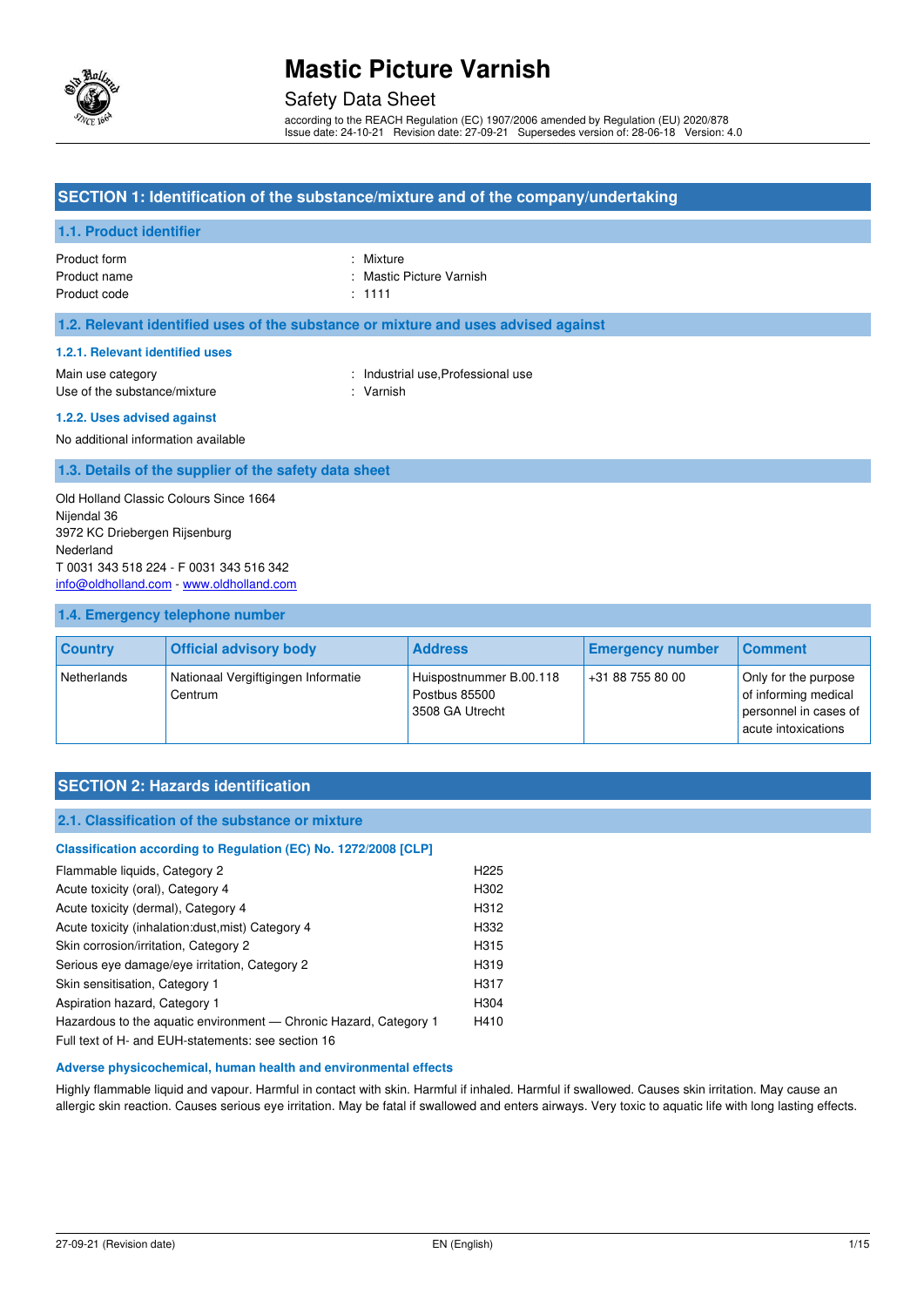# Mastic Picture Varnish

Safety Data Sheet

according to the REACH Regulation (EC) 1907/2006 amended by Regulation (EU) 2020/878
Issue date: 24-10-21 Revision date: 27-09-21 Supersedes version of: 28-06-18 Version: 4.0

## SECTION 1: Identification of the substance/mixture and of the company/undertaking

### 1.1. Product identifier

| | |
|---|---|
| Product form | : Mixture |
| Product name | : Mastic Picture Varnish |
| Product code | : 1111 |

### 1.2. Relevant identified uses of the substance or mixture and uses advised against

#### 1.2.1. Relevant identified uses

| | |
|---|---|
| Main use category | : Industrial use,Professional use |
| Use of the substance/mixture | : Varnish |

#### 1.2.2. Uses advised against

No additional information available

### 1.3. Details of the supplier of the safety data sheet

Old Holland Classic Colours Since 1664
Nijendal 36
3972 KC Driebergen Rijsenburg
Nederland
T 0031 343 518 224 - F 0031 343 516 342
info@oldholland.com - www.oldholland.com

### 1.4. Emergency telephone number

| Country | Official advisory body | Address | Emergency number | Comment |
|---|---|---|---|---|
| Netherlands | Nationaal Vergiftigingen Informatie Centrum | Huispostnummer B.00.118<br>Postbus 85500<br>3508 GA Utrecht | +31 88 755 80 00 | Only for the purpose of informing medical personnel in cases of acute intoxications |

## SECTION 2: Hazards identification

### 2.1. Classification of the substance or mixture

#### Classification according to Regulation (EC) No. 1272/2008 [CLP]

| | |
|---|---|
| Flammable liquids, Category 2 | H225 |
| Acute toxicity (oral), Category 4 | H302 |
| Acute toxicity (dermal), Category 4 | H312 |
| Acute toxicity (inhalation:dust,mist) Category 4 | H332 |
| Skin corrosion/irritation, Category 2 | H315 |
| Serious eye damage/eye irritation, Category 2 | H319 |
| Skin sensitisation, Category 1 | H317 |
| Aspiration hazard, Category 1 | H304 |
| Hazardous to the aquatic environment — Chronic Hazard, Category 1 | H410 |

Full text of H- and EUH-statements: see section 16

#### Adverse physicochemical, human health and environmental effects

Highly flammable liquid and vapour. Harmful in contact with skin. Harmful if inhaled. Harmful if swallowed. Causes skin irritation. May cause an allergic skin reaction. Causes serious eye irritation. May be fatal if swallowed and enters airways. Very toxic to aquatic life with long lasting effects.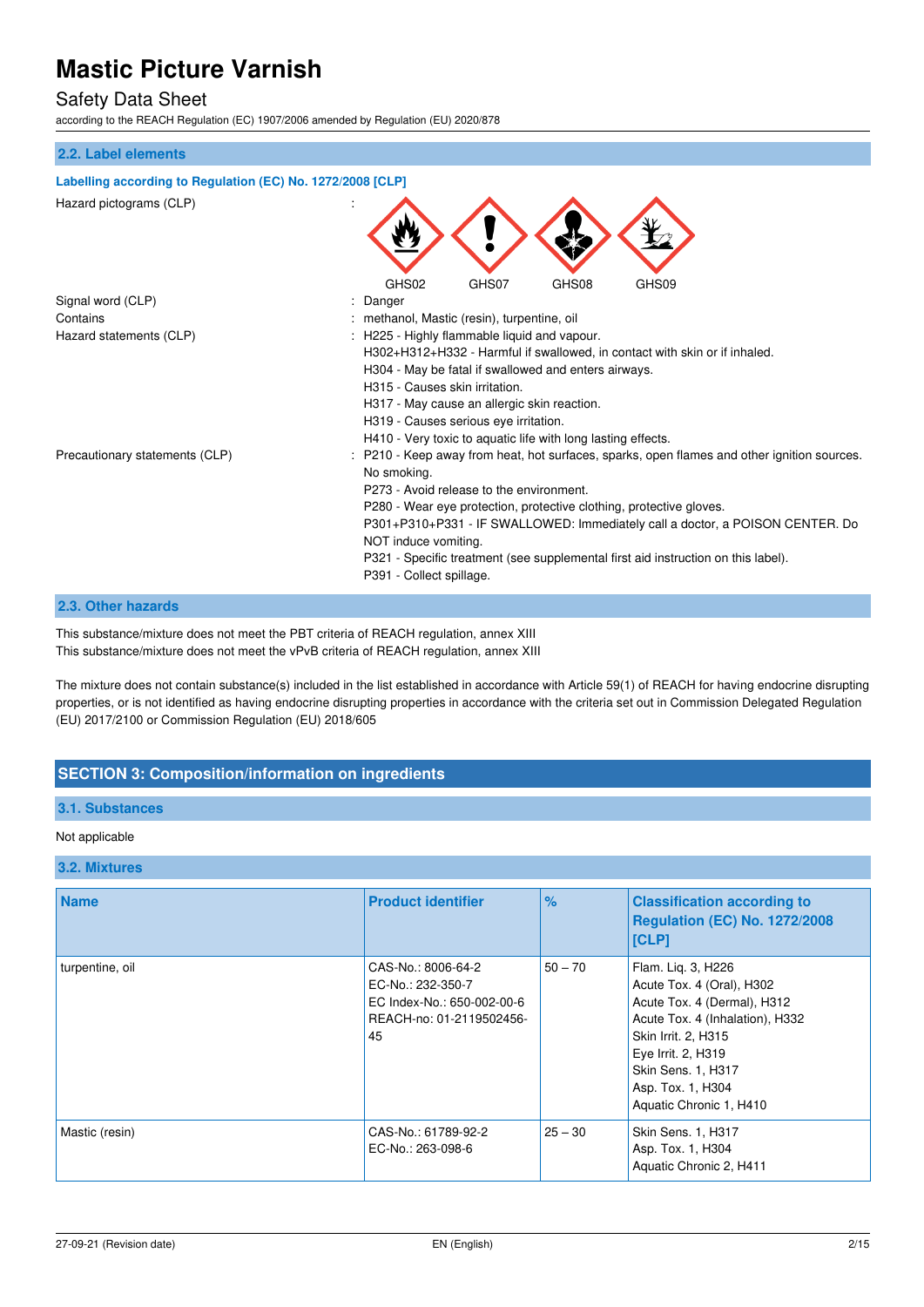## 2.2. Label elements

**Labelling according to Regulation (EC) No. 1272/2008 [CLP]**

Hazard pictograms (CLP) :

GHS02 GHS07 GHS08 GHS09

Signal word (CLP) : Danger

Contains : methanol, Mastic (resin), turpentine, oil

Hazard statements (CLP) : H225 - Highly flammable liquid and vapour.
H302+H312+H332 - Harmful if swallowed, in contact with skin or if inhaled.
H304 - May be fatal if swallowed and enters airways.
H315 - Causes skin irritation.
H317 - May cause an allergic skin reaction.
H319 - Causes serious eye irritation.
H410 - Very toxic to aquatic life with long lasting effects.

Precautionary statements (CLP) : P210 - Keep away from heat, hot surfaces, sparks, open flames and other ignition sources. No smoking.
P273 - Avoid release to the environment.
P280 - Wear eye protection, protective clothing, protective gloves.
P301+P310+P331 - IF SWALLOWED: Immediately call a doctor, a POISON CENTER. Do NOT induce vomiting.
P321 - Specific treatment (see supplemental first aid instruction on this label).
P391 - Collect spillage.

## 2.3. Other hazards

This substance/mixture does not meet the PBT criteria of REACH regulation, annex XIII
This substance/mixture does not meet the vPvB criteria of REACH regulation, annex XIII

The mixture does not contain substance(s) included in the list established in accordance with Article 59(1) of REACH for having endocrine disrupting properties, or is not identified as having endocrine disrupting properties in accordance with the criteria set out in Commission Delegated Regulation (EU) 2017/2100 or Commission Regulation (EU) 2018/605

# SECTION 3: Composition/information on ingredients

## 3.1. Substances

Not applicable

## 3.2. Mixtures

| Name | Product identifier | % | Classification according to Regulation (EC) No. 1272/2008 [CLP] |
|---|---|---|---|
| turpentine, oil | CAS-No.: 8006-64-2<br>EC-No.: 232-350-7<br>EC Index-No.: 650-002-00-6<br>REACH-no: 01-2119502456-45 | 50 – 70 | Flam. Liq. 3, H226<br>Acute Tox. 4 (Oral), H302<br>Acute Tox. 4 (Dermal), H312<br>Acute Tox. 4 (Inhalation), H332<br>Skin Irrit. 2, H315<br>Eye Irrit. 2, H319<br>Skin Sens. 1, H317<br>Asp. Tox. 1, H304<br>Aquatic Chronic 1, H410 |
| Mastic (resin) | CAS-No.: 61789-92-2<br>EC-No.: 263-098-6 | 25 – 30 | Skin Sens. 1, H317<br>Asp. Tox. 1, H304<br>Aquatic Chronic 2, H411 |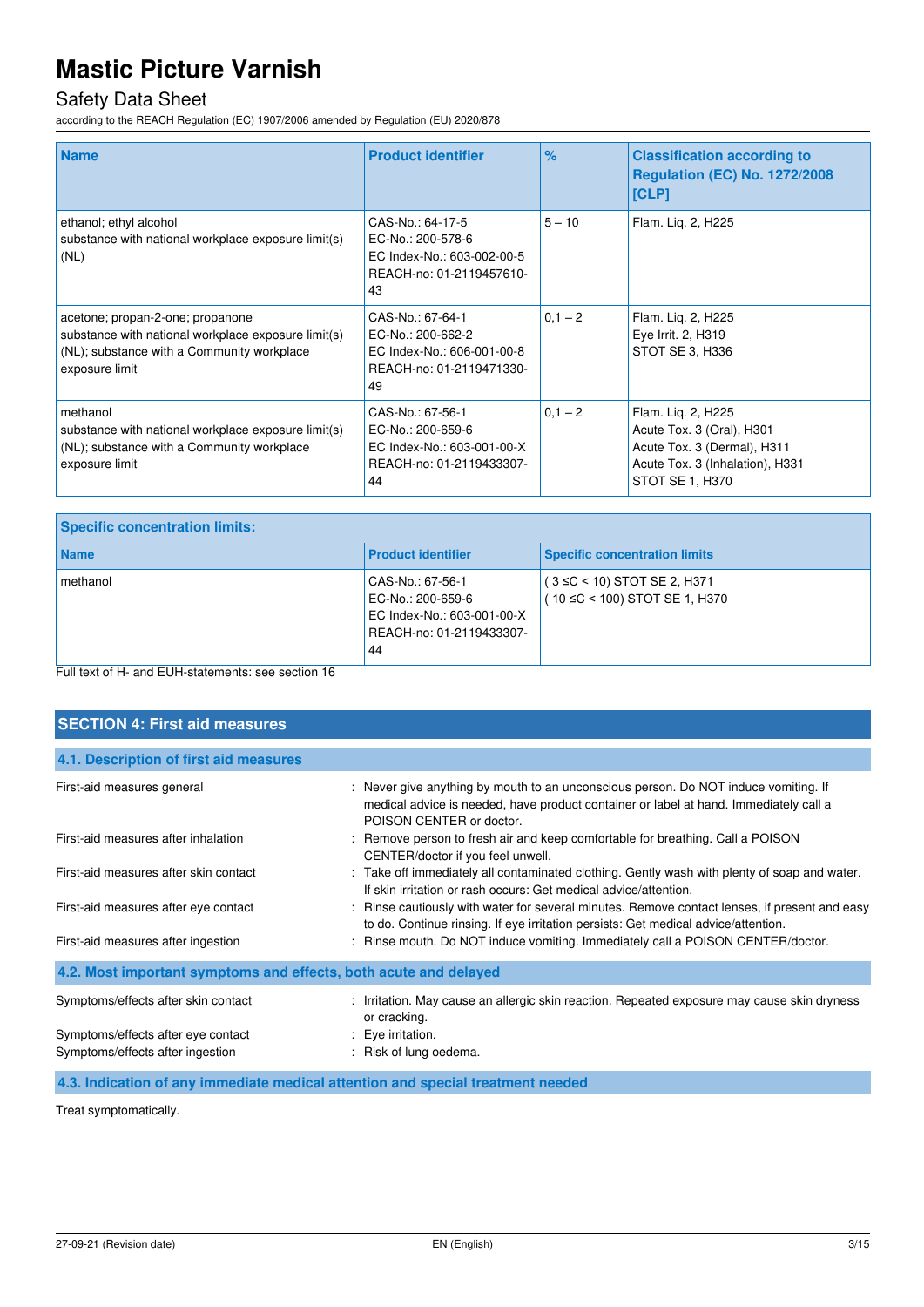| Name | Product identifier | % | Classification according to Regulation (EC) No. 1272/2008 [CLP] |
|---|---|---|---|
| ethanol; ethyl alcohol<br>substance with national workplace exposure limit(s) (NL) | CAS-No.: 64-17-5<br>EC-No.: 200-578-6<br>EC Index-No.: 603-002-00-5<br>REACH-no: 01-2119457610-43 | 5 – 10 | Flam. Liq. 2, H225 |
| acetone; propan-2-one; propanone<br>substance with national workplace exposure limit(s) (NL); substance with a Community workplace exposure limit | CAS-No.: 67-64-1<br>EC-No.: 200-662-2<br>EC Index-No.: 606-001-00-8<br>REACH-no: 01-2119471330-49 | 0,1 – 2 | Flam. Liq. 2, H225<br>Eye Irrit. 2, H319<br>STOT SE 3, H336 |
| methanol<br>substance with national workplace exposure limit(s) (NL); substance with a Community workplace exposure limit | CAS-No.: 67-56-1<br>EC-No.: 200-659-6<br>EC Index-No.: 603-001-00-X<br>REACH-no: 01-2119433307-44 | 0,1 – 2 | Flam. Liq. 2, H225<br>Acute Tox. 3 (Oral), H301<br>Acute Tox. 3 (Dermal), H311<br>Acute Tox. 3 (Inhalation), H331<br>STOT SE 1, H370 |

| Specific concentration limits: | | |
|---|---|---|
| **Name** | **Product identifier** | **Specific concentration limits** |
| methanol | CAS-No.: 67-56-1<br>EC-No.: 200-659-6<br>EC Index-No.: 603-001-00-X<br>REACH-no: 01-2119433307-44 | ( 3 ≤C < 10) STOT SE 2, H371<br>( 10 ≤C < 100) STOT SE 1, H370 |

Full text of H- and EUH-statements: see section 16

## SECTION 4: First aid measures

### 4.1. Description of first aid measures

| | |
|---|---|
| First-aid measures general | : Never give anything by mouth to an unconscious person. Do NOT induce vomiting. If medical advice is needed, have product container or label at hand. Immediately call a POISON CENTER or doctor. |
| First-aid measures after inhalation | : Remove person to fresh air and keep comfortable for breathing. Call a POISON CENTER/doctor if you feel unwell. |
| First-aid measures after skin contact | : Take off immediately all contaminated clothing. Gently wash with plenty of soap and water. If skin irritation or rash occurs: Get medical advice/attention. |
| First-aid measures after eye contact | : Rinse cautiously with water for several minutes. Remove contact lenses, if present and easy to do. Continue rinsing. If eye irritation persists: Get medical advice/attention. |
| First-aid measures after ingestion | : Rinse mouth. Do NOT induce vomiting. Immediately call a POISON CENTER/doctor. |

### 4.2. Most important symptoms and effects, both acute and delayed

| | |
|---|---|
| Symptoms/effects after skin contact | : Irritation. May cause an allergic skin reaction. Repeated exposure may cause skin dryness or cracking. |
| Symptoms/effects after eye contact | : Eye irritation. |
| Symptoms/effects after ingestion | : Risk of lung oedema. |

### 4.3. Indication of any immediate medical attention and special treatment needed

Treat symptomatically.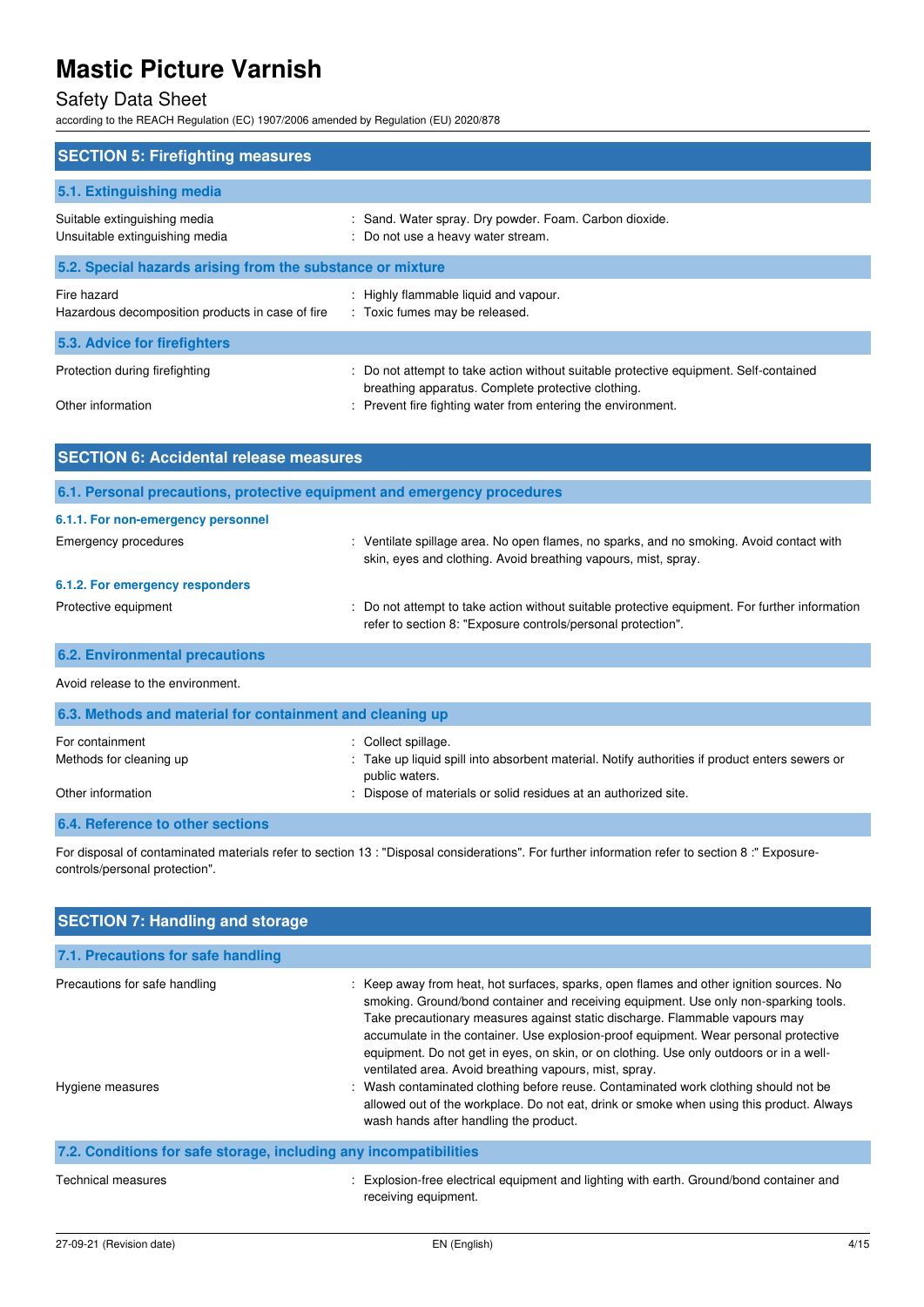## SECTION 5: Firefighting measures

### 5.1. Extinguishing media

| | |
|---|---|
| Suitable extinguishing media | : Sand. Water spray. Dry powder. Foam. Carbon dioxide. |
| Unsuitable extinguishing media | : Do not use a heavy water stream. |

### 5.2. Special hazards arising from the substance or mixture

| | |
|---|---|
| Fire hazard | : Highly flammable liquid and vapour. |
| Hazardous decomposition products in case of fire | : Toxic fumes may be released. |

### 5.3. Advice for firefighters

| | |
|---|---|
| Protection during firefighting | : Do not attempt to take action without suitable protective equipment. Self-contained breathing apparatus. Complete protective clothing. |
| Other information | : Prevent fire fighting water from entering the environment. |

## SECTION 6: Accidental release measures

### 6.1. Personal precautions, protective equipment and emergency procedures

#### 6.1.1. For non-emergency personnel

| | |
|---|---|
| Emergency procedures | : Ventilate spillage area. No open flames, no sparks, and no smoking. Avoid contact with skin, eyes and clothing. Avoid breathing vapours, mist, spray. |

#### 6.1.2. For emergency responders

| | |
|---|---|
| Protective equipment | : Do not attempt to take action without suitable protective equipment. For further information refer to section 8: "Exposure controls/personal protection". |

### 6.2. Environmental precautions

Avoid release to the environment.

### 6.3. Methods and material for containment and cleaning up

| | |
|---|---|
| For containment | : Collect spillage. |
| Methods for cleaning up | : Take up liquid spill into absorbent material. Notify authorities if product enters sewers or public waters. |
| Other information | : Dispose of materials or solid residues at an authorized site. |

### 6.4. Reference to other sections

For disposal of contaminated materials refer to section 13 : "Disposal considerations". For further information refer to section 8 :" Exposure-controls/personal protection".

## SECTION 7: Handling and storage

### 7.1. Precautions for safe handling

| | |
|---|---|
| Precautions for safe handling | : Keep away from heat, hot surfaces, sparks, open flames and other ignition sources. No smoking. Ground/bond container and receiving equipment. Use only non-sparking tools. Take precautionary measures against static discharge. Flammable vapours may accumulate in the container. Use explosion-proof equipment. Wear personal protective equipment. Do not get in eyes, on skin, or on clothing. Use only outdoors or in a well-ventilated area. Avoid breathing vapours, mist, spray. |
| Hygiene measures | : Wash contaminated clothing before reuse. Contaminated work clothing should not be allowed out of the workplace. Do not eat, drink or smoke when using this product. Always wash hands after handling the product. |

### 7.2. Conditions for safe storage, including any incompatibilities

| | |
|---|---|
| Technical measures | : Explosion-free electrical equipment and lighting with earth. Ground/bond container and receiving equipment. |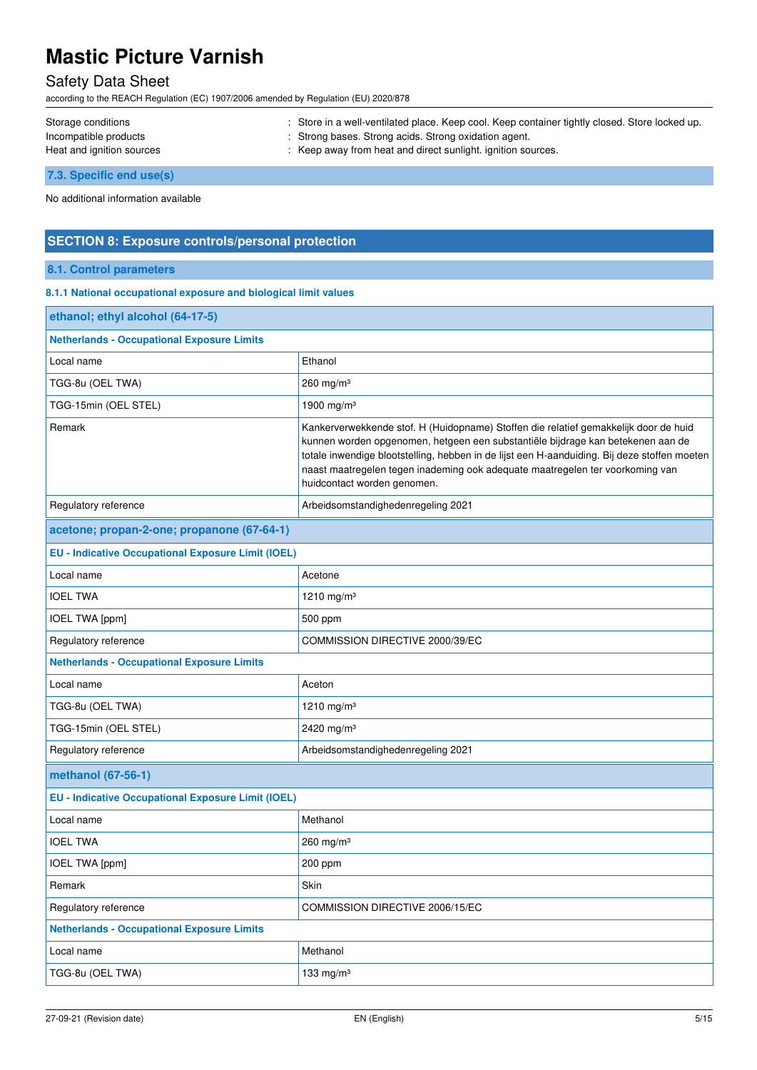| | |
|---|---|
| Storage conditions | : Store in a well-ventilated place. Keep cool. Keep container tightly closed. Store locked up. |
| Incompatible products | : Strong bases. Strong acids. Strong oxidation agent. |
| Heat and ignition sources | : Keep away from heat and direct sunlight. ignition sources. |

### 7.3. Specific end use(s)

No additional information available

## SECTION 8: Exposure controls/personal protection

### 8.1. Control parameters

#### 8.1.1 National occupational exposure and biological limit values

| ethanol; ethyl alcohol (64-17-5) | |
|---|---|
| **Netherlands - Occupational Exposure Limits** | |
| Local name | Ethanol |
| TGG-8u (OEL TWA) | 260 mg/m³ |
| TGG-15min (OEL STEL) | 1900 mg/m³ |
| Remark | Kankerverwekkende stof. H (Huidopname) Stoffen die relatief gemakkelijk door de huid kunnen worden opgenomen, hetgeen een substantiële bijdrage kan betekenen aan de totale inwendige blootstelling, hebben in de lijst een H-aanduiding. Bij deze stoffen moeten naast maatregelen tegen inademing ook adequate maatregelen ter voorkoming van huidcontact worden genomen. |
| Regulatory reference | Arbeidsomstandighedenregeling 2021 |
| **acetone; propan-2-one; propanone (67-64-1)** | |
| **EU - Indicative Occupational Exposure Limit (IOEL)** | |
| Local name | Acetone |
| IOEL TWA | 1210 mg/m³ |
| IOEL TWA [ppm] | 500 ppm |
| Regulatory reference | COMMISSION DIRECTIVE 2000/39/EC |
| **Netherlands - Occupational Exposure Limits** | |
| Local name | Aceton |
| TGG-8u (OEL TWA) | 1210 mg/m³ |
| TGG-15min (OEL STEL) | 2420 mg/m³ |
| Regulatory reference | Arbeidsomstandighedenregeling 2021 |
| **methanol (67-56-1)** | |
| **EU - Indicative Occupational Exposure Limit (IOEL)** | |
| Local name | Methanol |
| IOEL TWA | 260 mg/m³ |
| IOEL TWA [ppm] | 200 ppm |
| Remark | Skin |
| Regulatory reference | COMMISSION DIRECTIVE 2006/15/EC |
| **Netherlands - Occupational Exposure Limits** | |
| Local name | Methanol |
| TGG-8u (OEL TWA) | 133 mg/m³ |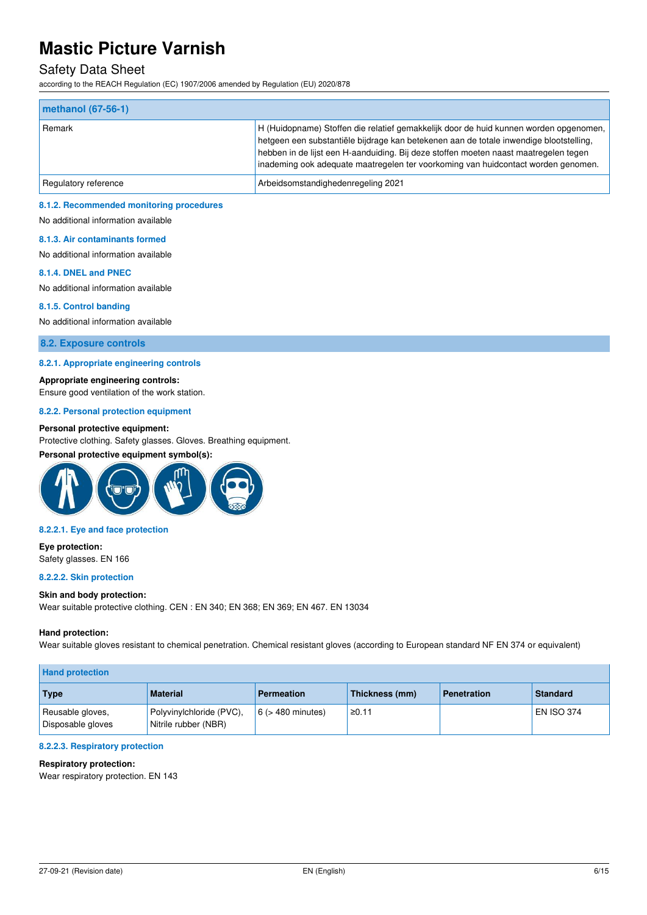| methanol (67-56-1) | |
|---|---|
| Remark | H (Huidopname) Stoffen die relatief gemakkelijk door de huid kunnen worden opgenomen, hetgeen een substantiële bijdrage kan betekenen aan de totale inwendige blootstelling, hebben in de lijst een H-aanduiding. Bij deze stoffen moeten naast maatregelen tegen inademing ook adequate maatregelen ter voorkoming van huidcontact worden genomen. |
| Regulatory reference | Arbeidsomstandighedenregeling 2021 |

#### 8.1.2. Recommended monitoring procedures

No additional information available

#### 8.1.3. Air contaminants formed

No additional information available

#### 8.1.4. DNEL and PNEC

No additional information available

#### 8.1.5. Control banding

No additional information available

### 8.2. Exposure controls

#### 8.2.1. Appropriate engineering controls

**Appropriate engineering controls:**
Ensure good ventilation of the work station.

#### 8.2.2. Personal protection equipment

**Personal protective equipment:**
Protective clothing. Safety glasses. Gloves. Breathing equipment.

**Personal protective equipment symbol(s):**

#### 8.2.2.1. Eye and face protection

**Eye protection:**
Safety glasses. EN 166

#### 8.2.2.2. Skin protection

**Skin and body protection:**
Wear suitable protective clothing. CEN : EN 340; EN 368; EN 369; EN 467. EN 13034

**Hand protection:**
Wear suitable gloves resistant to chemical penetration. Chemical resistant gloves (according to European standard NF EN 374 or equivalent)

| Hand protection | | | | | |
|---|---|---|---|---|---|
| **Type** | **Material** | **Permeation** | **Thickness (mm)** | **Penetration** | **Standard** |
| Reusable gloves, Disposable gloves | Polyvinylchloride (PVC), Nitrile rubber (NBR) | 6 (> 480 minutes) | ≥0.11 | | EN ISO 374 |

#### 8.2.2.3. Respiratory protection

**Respiratory protection:**
Wear respiratory protection. EN 143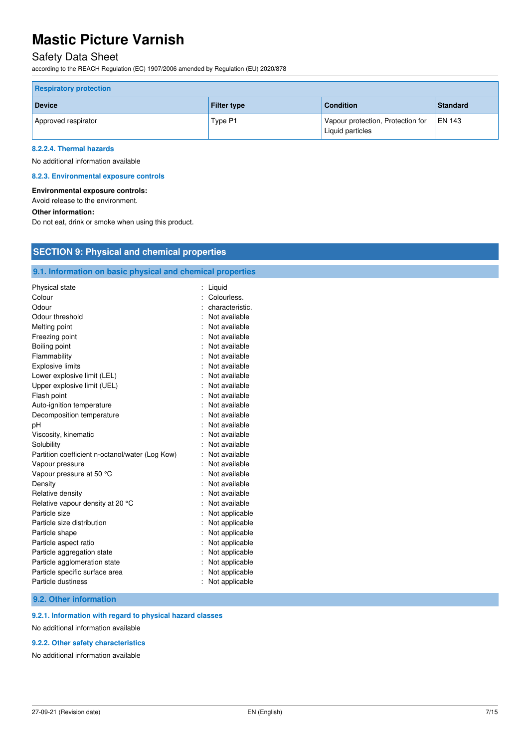| Respiratory protection | | | |
|---|---|---|---|
| **Device** | **Filter type** | **Condition** | **Standard** |
| Approved respirator | Type P1 | Vapour protection, Protection for Liquid particles | EN 143 |

#### 8.2.2.4. Thermal hazards

No additional information available

#### 8.2.3. Environmental exposure controls

**Environmental exposure controls:**

Avoid release to the environment.

**Other information:**

Do not eat, drink or smoke when using this product.

## SECTION 9: Physical and chemical properties

### 9.1. Information on basic physical and chemical properties

| | |
|---|---|
| Physical state | : Liquid |
| Colour | : Colourless. |
| Odour | : characteristic. |
| Odour threshold | : Not available |
| Melting point | : Not available |
| Freezing point | : Not available |
| Boiling point | : Not available |
| Flammability | : Not available |
| Explosive limits | : Not available |
| Lower explosive limit (LEL) | : Not available |
| Upper explosive limit (UEL) | : Not available |
| Flash point | : Not available |
| Auto-ignition temperature | : Not available |
| Decomposition temperature | : Not available |
| pH | : Not available |
| Viscosity, kinematic | : Not available |
| Solubility | : Not available |
| Partition coefficient n-octanol/water (Log Kow) | : Not available |
| Vapour pressure | : Not available |
| Vapour pressure at 50 °C | : Not available |
| Density | : Not available |
| Relative density | : Not available |
| Relative vapour density at 20 °C | : Not available |
| Particle size | : Not applicable |
| Particle size distribution | : Not applicable |
| Particle shape | : Not applicable |
| Particle aspect ratio | : Not applicable |
| Particle aggregation state | : Not applicable |
| Particle agglomeration state | : Not applicable |
| Particle specific surface area | : Not applicable |
| Particle dustiness | : Not applicable |

### 9.2. Other information

#### 9.2.1. Information with regard to physical hazard classes

No additional information available

#### 9.2.2. Other safety characteristics

No additional information available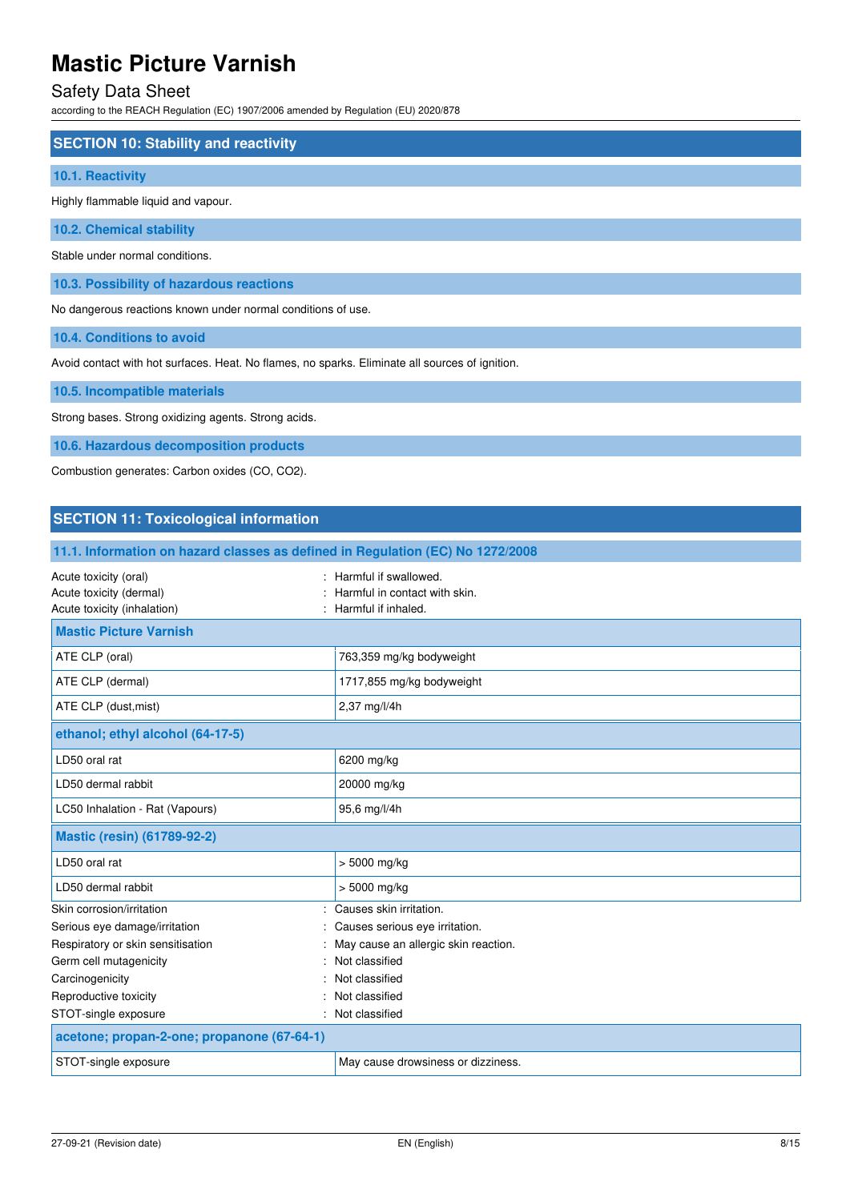## SECTION 10: Stability and reactivity

### 10.1. Reactivity

Highly flammable liquid and vapour.

### 10.2. Chemical stability

Stable under normal conditions.

### 10.3. Possibility of hazardous reactions

No dangerous reactions known under normal conditions of use.

### 10.4. Conditions to avoid

Avoid contact with hot surfaces. Heat. No flames, no sparks. Eliminate all sources of ignition.

### 10.5. Incompatible materials

Strong bases. Strong oxidizing agents. Strong acids.

### 10.6. Hazardous decomposition products

Combustion generates: Carbon oxides (CO, $CO_2$).

## SECTION 11: Toxicological information

### 11.1. Information on hazard classes as defined in Regulation (EC) No 1272/2008

Acute toxicity (oral) : Harmful if swallowed.
Acute toxicity (dermal) : Harmful in contact with skin.
Acute toxicity (inhalation) : Harmful if inhaled.

| **Mastic Picture Varnish** | |
|---|---|
| ATE CLP (oral) | 763,359 mg/kg bodyweight |
| ATE CLP (dermal) | 1717,855 mg/kg bodyweight |
| ATE CLP (dust,mist) | 2,37 mg/l/4h |

| **ethanol; ethyl alcohol (64-17-5)** | |
|---|---|
| LD50 oral rat | 6200 mg/kg |
| LD50 dermal rabbit | 20000 mg/kg |
| LC50 Inhalation - Rat (Vapours) | 95,6 mg/l/4h |

| **Mastic (resin) (61789-92-2)** | |
|---|---|
| LD50 oral rat | > 5000 mg/kg |
| LD50 dermal rabbit | > 5000 mg/kg |

Skin corrosion/irritation : Causes skin irritation.
Serious eye damage/irritation : Causes serious eye irritation.
Respiratory or skin sensitisation : May cause an allergic skin reaction.
Germ cell mutagenicity : Not classified
Carcinogenicity : Not classified
Reproductive toxicity : Not classified
STOT-single exposure : Not classified

| **acetone; propan-2-one; propanone (67-64-1)** | |
|---|---|
| STOT-single exposure | May cause drowsiness or dizziness. |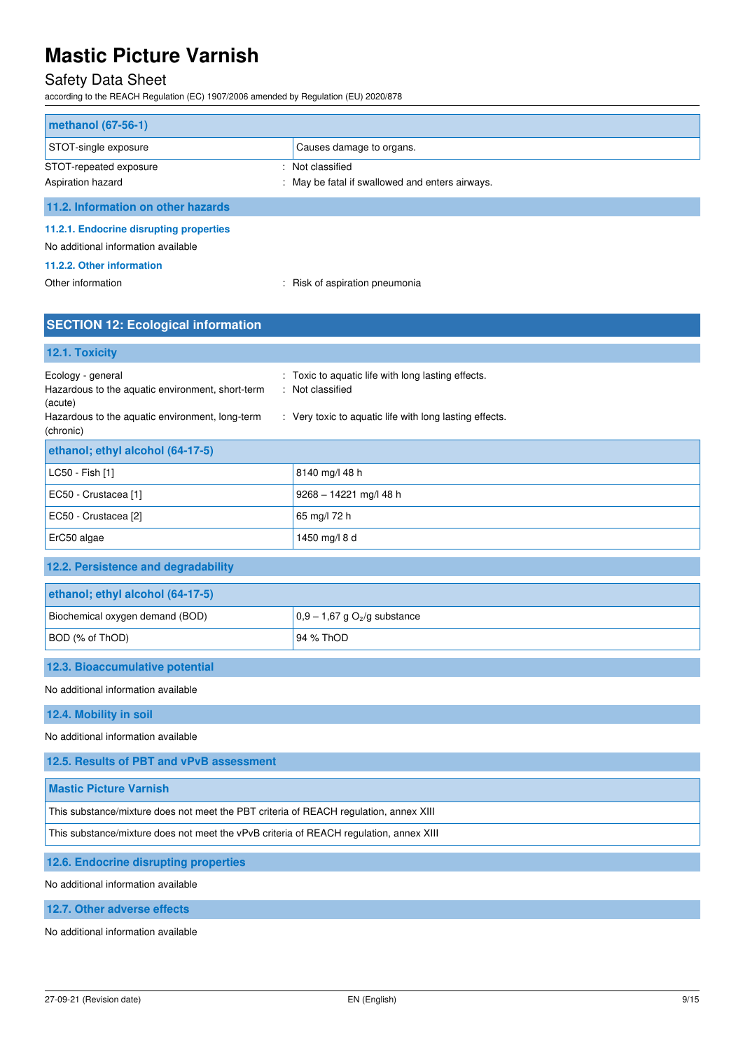| methanol (67-56-1) | |
|---|---|
| STOT-single exposure | Causes damage to organs. |

STOT-repeated exposure : Not classified

Aspiration hazard : May be fatal if swallowed and enters airways.

### 11.2. Information on other hazards

#### 11.2.1. Endocrine disrupting properties

No additional information available

#### 11.2.2. Other information

Other information : Risk of aspiration pneumonia

## SECTION 12: Ecological information

### 12.1. Toxicity

Ecology - general : Toxic to aquatic life with long lasting effects.

Hazardous to the aquatic environment, short-term (acute) : Not classified

Hazardous to the aquatic environment, long-term (chronic) : Very toxic to aquatic life with long lasting effects.

| ethanol; ethyl alcohol (64-17-5) | |
|---|---|
| LC50 - Fish [1] | 8140 mg/l 48 h |
| EC50 - Crustacea [1] | 9268 – 14221 mg/l 48 h |
| EC50 - Crustacea [2] | 65 mg/l 72 h |
| ErC50 algae | 1450 mg/l 8 d |

### 12.2. Persistence and degradability

| ethanol; ethyl alcohol (64-17-5) | |
|---|---|
| Biochemical oxygen demand (BOD) | 0,9 – 1,67 g $O_2$/g substance |
| BOD (% of ThOD) | 94 % ThOD |

### 12.3. Bioaccumulative potential

No additional information available

### 12.4. Mobility in soil

No additional information available

### 12.5. Results of PBT and vPvB assessment

| Mastic Picture Varnish |
|---|
| This substance/mixture does not meet the PBT criteria of REACH regulation, annex XIII |
| This substance/mixture does not meet the vPvB criteria of REACH regulation, annex XIII |

### 12.6. Endocrine disrupting properties

No additional information available

### 12.7. Other adverse effects

No additional information available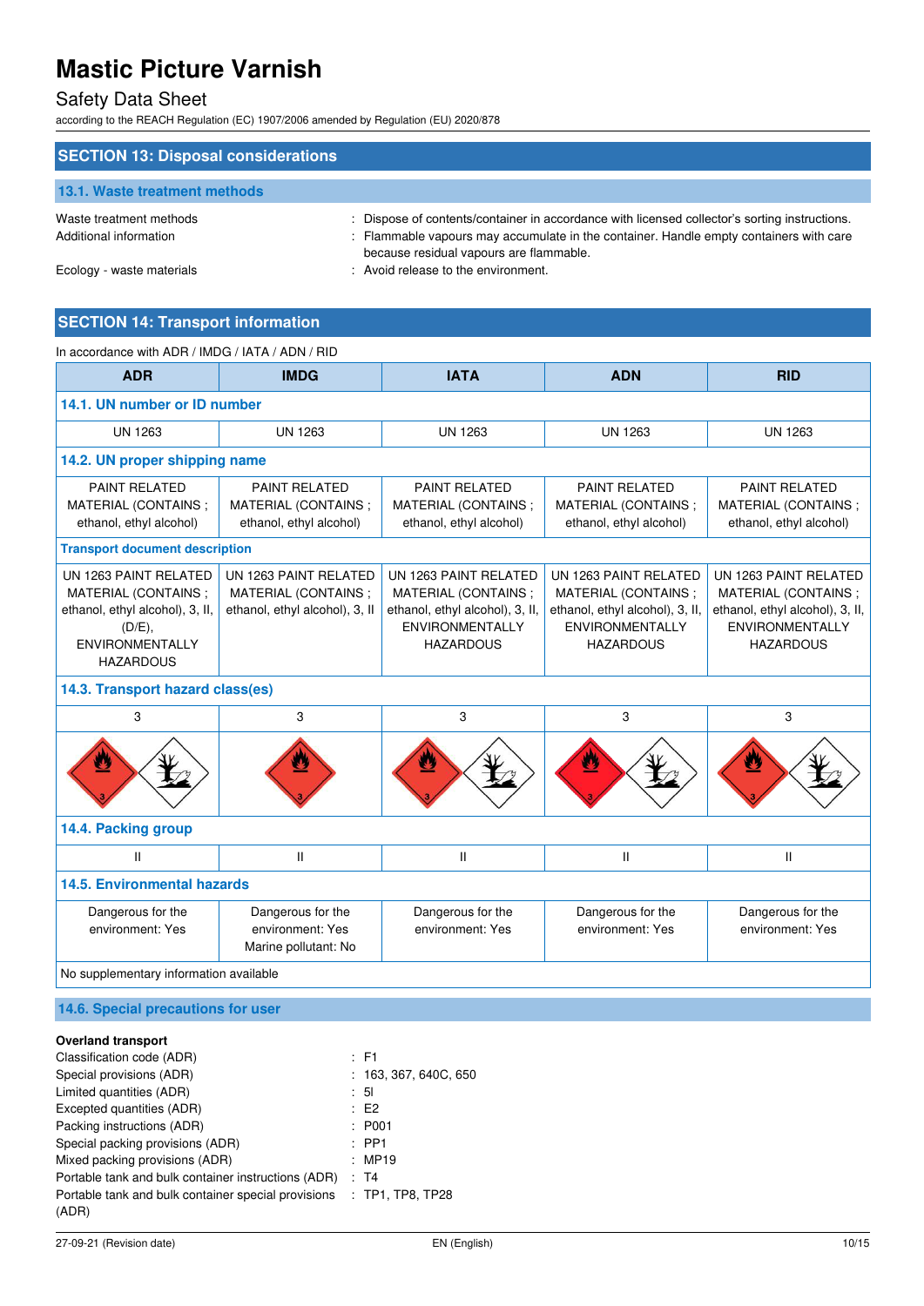# Mastic Picture Varnish

Safety Data Sheet

according to the REACH Regulation (EC) 1907/2006 amended by Regulation (EU) 2020/878

## SECTION 13: Disposal considerations

### 13.1. Waste treatment methods

| | |
|---|---|
| Waste treatment methods | : Dispose of contents/container in accordance with licensed collector's sorting instructions. |
| Additional information | : Flammable vapours may accumulate in the container. Handle empty containers with care because residual vapours are flammable. |
| Ecology - waste materials | : Avoid release to the environment. |

## SECTION 14: Transport information

In accordance with ADR / IMDG / IATA / ADN / RID

| ADR | IMDG | IATA | ADN | RID |
|---|---|---|---|---|
| **14.1. UN number or ID number** | | | | |
| UN 1263 | UN 1263 | UN 1263 | UN 1263 | UN 1263 |
| **14.2. UN proper shipping name** | | | | |
| PAINT RELATED MATERIAL (CONTAINS ; ethanol, ethyl alcohol) | PAINT RELATED MATERIAL (CONTAINS ; ethanol, ethyl alcohol) | PAINT RELATED MATERIAL (CONTAINS ; ethanol, ethyl alcohol) | PAINT RELATED MATERIAL (CONTAINS ; ethanol, ethyl alcohol) | PAINT RELATED MATERIAL (CONTAINS ; ethanol, ethyl alcohol) |
| **Transport document description** | | | | |
| UN 1263 PAINT RELATED MATERIAL (CONTAINS ; ethanol, ethyl alcohol), 3, II, (D/E), ENVIRONMENTALLY HAZARDOUS | UN 1263 PAINT RELATED MATERIAL (CONTAINS ; ethanol, ethyl alcohol), 3, II | UN 1263 PAINT RELATED MATERIAL (CONTAINS ; ethanol, ethyl alcohol), 3, II, ENVIRONMENTALLY HAZARDOUS | UN 1263 PAINT RELATED MATERIAL (CONTAINS ; ethanol, ethyl alcohol), 3, II, ENVIRONMENTALLY HAZARDOUS | UN 1263 PAINT RELATED MATERIAL (CONTAINS ; ethanol, ethyl alcohol), 3, II, ENVIRONMENTALLY HAZARDOUS |
| **14.3. Transport hazard class(es)** | | | | |
| 3 | 3 | 3 | 3 | 3 |
| **14.4. Packing group** | | | | |
| II | II | II | II | II |
| **14.5. Environmental hazards** | | | | |
| Dangerous for the environment: Yes | Dangerous for the environment: Yes<br>Marine pollutant: No | Dangerous for the environment: Yes | Dangerous for the environment: Yes | Dangerous for the environment: Yes |
| No supplementary information available | | | | |

### 14.6. Special precautions for user

**Overland transport**

| | |
|---|---|
| Classification code (ADR) | : F1 |
| Special provisions (ADR) | : 163, 367, 640C, 650 |
| Limited quantities (ADR) | : 5l |
| Excepted quantities (ADR) | : E2 |
| Packing instructions (ADR) | : P001 |
| Special packing provisions (ADR) | : PP1 |
| Mixed packing provisions (ADR) | : MP19 |
| Portable tank and bulk container instructions (ADR) | : T4 |
| Portable tank and bulk container special provisions (ADR) | : TP1, TP8, TP28 |

27-09-21 (Revision date) EN (English)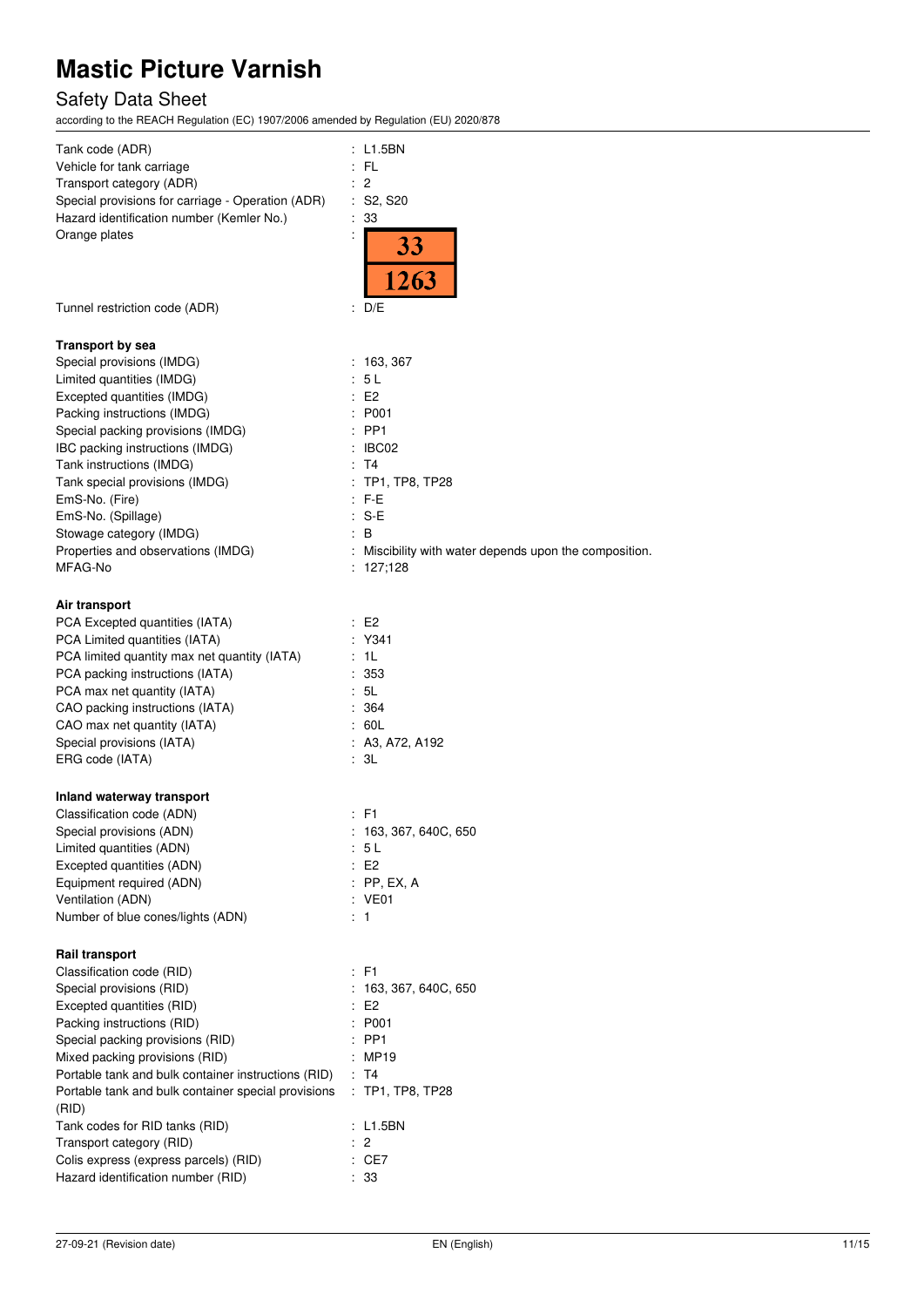| | |
|---|---|
| Tank code (ADR) | : L1.5BN |
| Vehicle for tank carriage | : FL |
| Transport category (ADR) | : 2 |
| Special provisions for carriage - Operation (ADR) | : S2, S20 |
| Hazard identification number (Kemler No.) | : 33 |
| Orange plates | : 33 / 1263 |
| Tunnel restriction code (ADR) | : D/E |

**Transport by sea**

| | |
|---|---|
| Special provisions (IMDG) | : 163, 367 |
| Limited quantities (IMDG) | : 5 L |
| Excepted quantities (IMDG) | : E2 |
| Packing instructions (IMDG) | : P001 |
| Special packing provisions (IMDG) | : PP1 |
| IBC packing instructions (IMDG) | : IBC02 |
| Tank instructions (IMDG) | : T4 |
| Tank special provisions (IMDG) | : TP1, TP8, TP28 |
| EmS-No. (Fire) | : F-E |
| EmS-No. (Spillage) | : S-E |
| Stowage category (IMDG) | : B |
| Properties and observations (IMDG) | : Miscibility with water depends upon the composition. |
| MFAG-No | : 127;128 |

**Air transport**

| | |
|---|---|
| PCA Excepted quantities (IATA) | : E2 |
| PCA Limited quantities (IATA) | : Y341 |
| PCA limited quantity max net quantity (IATA) | : 1L |
| PCA packing instructions (IATA) | : 353 |
| PCA max net quantity (IATA) | : 5L |
| CAO packing instructions (IATA) | : 364 |
| CAO max net quantity (IATA) | : 60L |
| Special provisions (IATA) | : A3, A72, A192 |
| ERG code (IATA) | : 3L |

**Inland waterway transport**

| | |
|---|---|
| Classification code (ADN) | : F1 |
| Special provisions (ADN) | : 163, 367, 640C, 650 |
| Limited quantities (ADN) | : 5 L |
| Excepted quantities (ADN) | : E2 |
| Equipment required (ADN) | : PP, EX, A |
| Ventilation (ADN) | : VE01 |
| Number of blue cones/lights (ADN) | : 1 |

**Rail transport**

| | |
|---|---|
| Classification code (RID) | : F1 |
| Special provisions (RID) | : 163, 367, 640C, 650 |
| Excepted quantities (RID) | : E2 |
| Packing instructions (RID) | : P001 |
| Special packing provisions (RID) | : PP1 |
| Mixed packing provisions (RID) | : MP19 |
| Portable tank and bulk container instructions (RID) | : T4 |
| Portable tank and bulk container special provisions (RID) | : TP1, TP8, TP28 |
| Tank codes for RID tanks (RID) | : L1.5BN |
| Transport category (RID) | : 2 |
| Colis express (express parcels) (RID) | : CE7 |
| Hazard identification number (RID) | : 33 |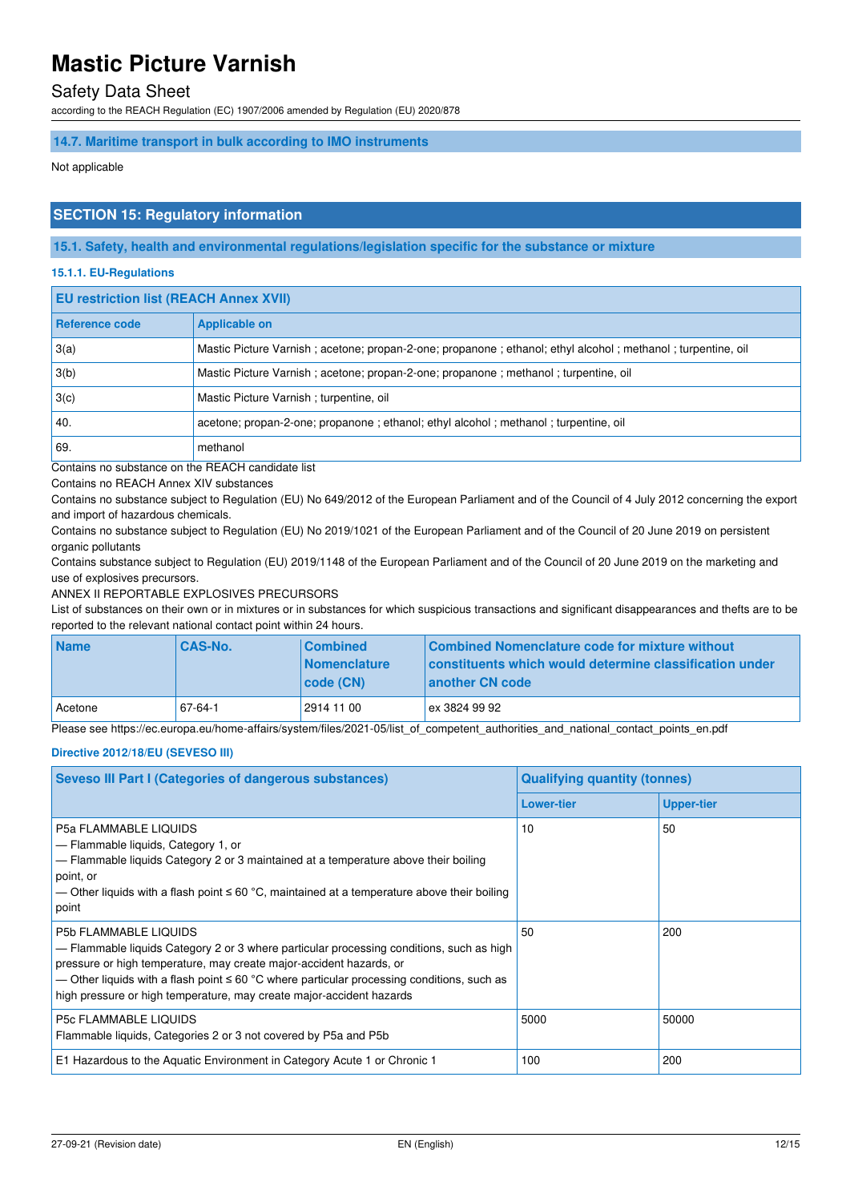### 14.7. Maritime transport in bulk according to IMO instruments

Not applicable

## SECTION 15: Regulatory information

### 15.1. Safety, health and environmental regulations/legislation specific for the substance or mixture

#### 15.1.1. EU-Regulations

| EU restriction list (REACH Annex XVII) | |
|---|---|
| **Reference code** | **Applicable on** |
| 3(a) | Mastic Picture Varnish ; acetone; propan-2-one; propanone ; ethanol; ethyl alcohol ; methanol ; turpentine, oil |
| 3(b) | Mastic Picture Varnish ; acetone; propan-2-one; propanone ; methanol ; turpentine, oil |
| 3(c) | Mastic Picture Varnish ; turpentine, oil |
| 40. | acetone; propan-2-one; propanone ; ethanol; ethyl alcohol ; methanol ; turpentine, oil |
| 69. | methanol |

Contains no substance on the REACH candidate list

Contains no REACH Annex XIV substances

Contains no substance subject to Regulation (EU) No 649/2012 of the European Parliament and of the Council of 4 July 2012 concerning the export and import of hazardous chemicals.

Contains no substance subject to Regulation (EU) No 2019/1021 of the European Parliament and of the Council of 20 June 2019 on persistent organic pollutants

Contains substance subject to Regulation (EU) 2019/1148 of the European Parliament and of the Council of 20 June 2019 on the marketing and use of explosives precursors.

ANNEX II REPORTABLE EXPLOSIVES PRECURSORS

List of substances on their own or in mixtures or in substances for which suspicious transactions and significant disappearances and thefts are to be reported to the relevant national contact point within 24 hours.

| Name | CAS-No. | Combined Nomenclature code (CN) | Combined Nomenclature code for mixture without constituents which would determine classification under another CN code |
|---|---|---|---|
| Acetone | 67-64-1 | 2914 11 00 | ex 3824 99 92 |

Please see https://ec.europa.eu/home-affairs/system/files/2021-05/list_of_competent_authorities_and_national_contact_points_en.pdf

#### Directive 2012/18/EU (SEVESO III)

| Seveso III Part I (Categories of dangerous substances) | Qualifying quantity (tonnes) | |
|---|---|---|
| | **Lower-tier** | **Upper-tier** |
| P5a FLAMMABLE LIQUIDS<br>— Flammable liquids, Category 1, or<br>— Flammable liquids Category 2 or 3 maintained at a temperature above their boiling point, or<br>— Other liquids with a flash point ≤ 60 °C, maintained at a temperature above their boiling point | 10 | 50 |
| P5b FLAMMABLE LIQUIDS<br>— Flammable liquids Category 2 or 3 where particular processing conditions, such as high pressure or high temperature, may create major-accident hazards, or<br>— Other liquids with a flash point ≤ 60 °C where particular processing conditions, such as high pressure or high temperature, may create major-accident hazards | 50 | 200 |
| P5c FLAMMABLE LIQUIDS<br>Flammable liquids, Categories 2 or 3 not covered by P5a and P5b | 5000 | 50000 |
| E1 Hazardous to the Aquatic Environment in Category Acute 1 or Chronic 1 | 100 | 200 |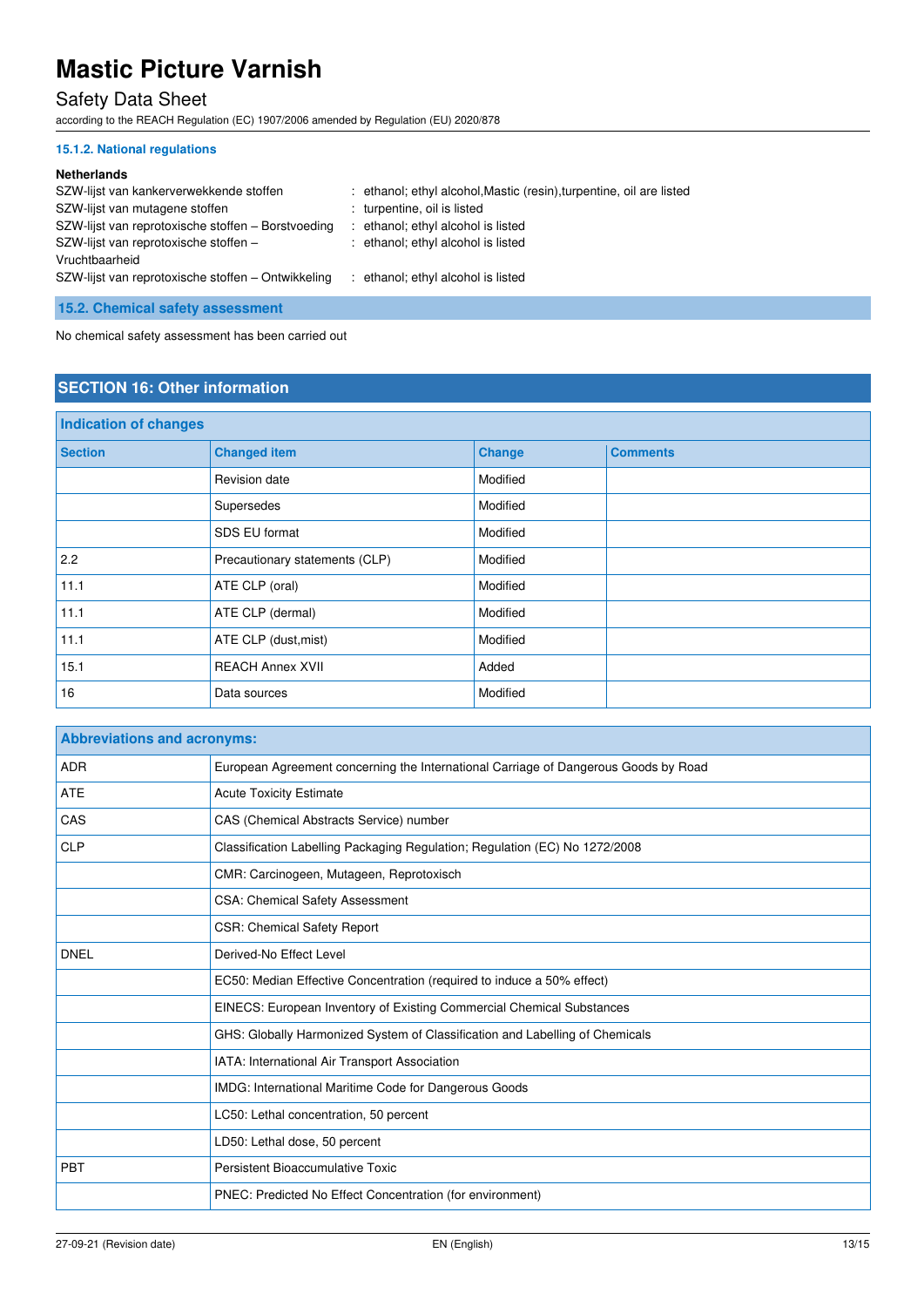#### 15.1.2. National regulations

**Netherlands**

| | |
|---|---|
| SZW-lijst van kankerverwekkende stoffen | : ethanol; ethyl alcohol,Mastic (resin),turpentine, oil are listed |
| SZW-lijst van mutagene stoffen | : turpentine, oil is listed |
| SZW-lijst van reprotoxische stoffen – Borstvoeding | : ethanol; ethyl alcohol is listed |
| SZW-lijst van reprotoxische stoffen – Vruchtbaarheid | : ethanol; ethyl alcohol is listed |
| SZW-lijst van reprotoxische stoffen – Ontwikkeling | : ethanol; ethyl alcohol is listed |

### 15.2. Chemical safety assessment

No chemical safety assessment has been carried out

## SECTION 16: Other information

**Indication of changes**

| Section | Changed item | Change | Comments |
|---|---|---|---|
| | Revision date | Modified | |
| | Supersedes | Modified | |
| | SDS EU format | Modified | |
| 2.2 | Precautionary statements (CLP) | Modified | |
| 11.1 | ATE CLP (oral) | Modified | |
| 11.1 | ATE CLP (dermal) | Modified | |
| 11.1 | ATE CLP (dust,mist) | Modified | |
| 15.1 | REACH Annex XVII | Added | |
| 16 | Data sources | Modified | |

**Abbreviations and acronyms:**

| | |
|---|---|
| ADR | European Agreement concerning the International Carriage of Dangerous Goods by Road |
| ATE | Acute Toxicity Estimate |
| CAS | CAS (Chemical Abstracts Service) number |
| CLP | Classification Labelling Packaging Regulation; Regulation (EC) No 1272/2008 |
| | CMR: Carcinogeen, Mutageen, Reprotoxisch |
| | CSA: Chemical Safety Assessment |
| | CSR: Chemical Safety Report |
| DNEL | Derived-No Effect Level |
| | EC50: Median Effective Concentration (required to induce a 50% effect) |
| | EINECS: European Inventory of Existing Commercial Chemical Substances |
| | GHS: Globally Harmonized System of Classification and Labelling of Chemicals |
| | IATA: International Air Transport Association |
| | IMDG: International Maritime Code for Dangerous Goods |
| | LC50: Lethal concentration, 50 percent |
| | LD50: Lethal dose, 50 percent |
| PBT | Persistent Bioaccumulative Toxic |
| | PNEC: Predicted No Effect Concentration (for environment) |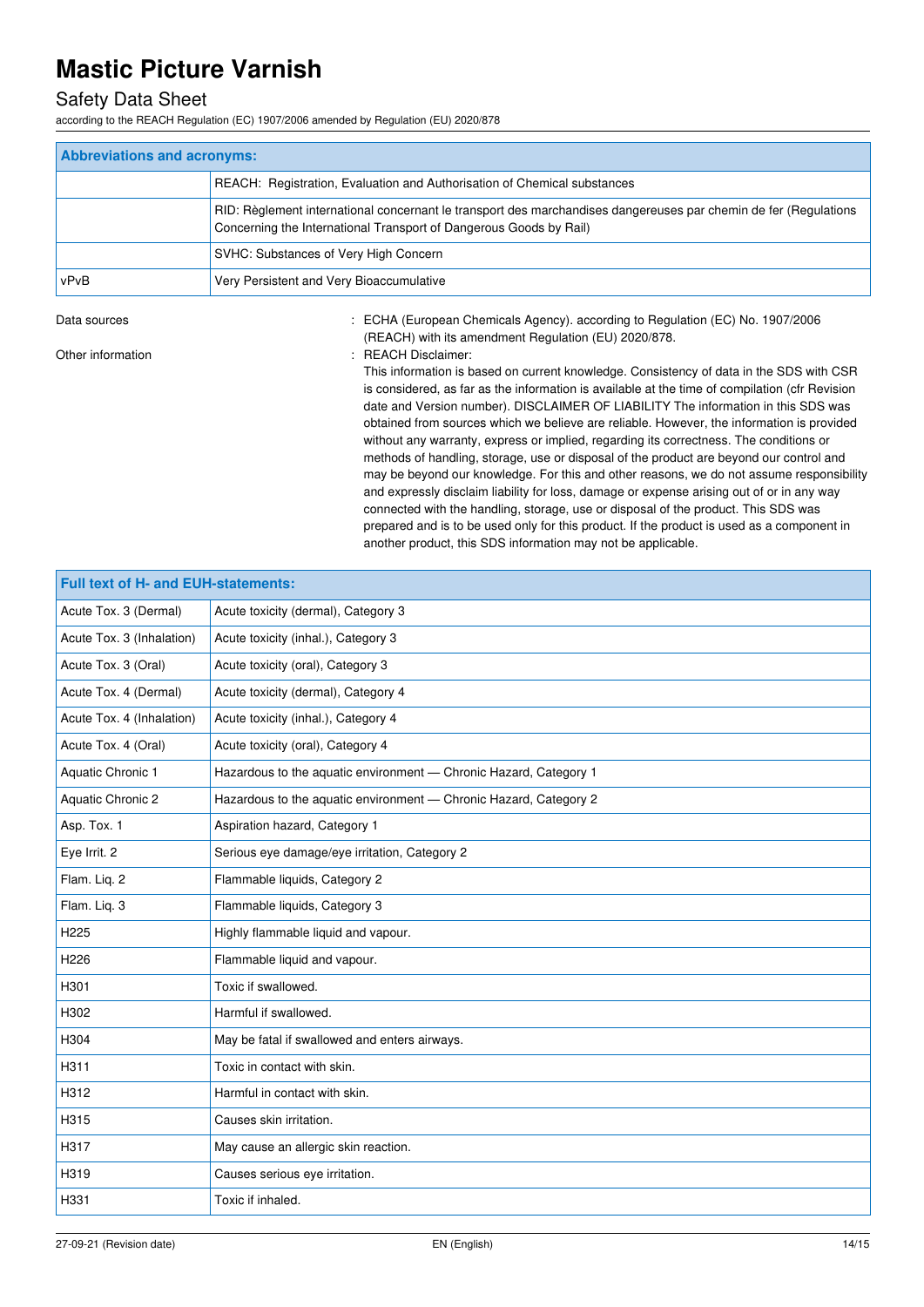| Abbreviations and acronyms: | |
|---|---|
| | REACH: Registration, Evaluation and Authorisation of Chemical substances |
| | RID: Règlement international concernant le transport des marchandises dangereuses par chemin de fer (Regulations Concerning the International Transport of Dangerous Goods by Rail) |
| | SVHC: Substances of Very High Concern |
| vPvB | Very Persistent and Very Bioaccumulative |

Data sources : ECHA (European Chemicals Agency). according to Regulation (EC) No. 1907/2006 (REACH) with its amendment Regulation (EU) 2020/878.

Other information : REACH Disclaimer:
This information is based on current knowledge. Consistency of data in the SDS with CSR is considered, as far as the information is available at the time of compilation (cfr Revision date and Version number). DISCLAIMER OF LIABILITY The information in this SDS was obtained from sources which we believe are reliable. However, the information is provided without any warranty, express or implied, regarding its correctness. The conditions or methods of handling, storage, use or disposal of the product are beyond our control and may be beyond our knowledge. For this and other reasons, we do not assume responsibility and expressly disclaim liability for loss, damage or expense arising out of or in any way connected with the handling, storage, use or disposal of the product. This SDS was prepared and is to be used only for this product. If the product is used as a component in another product, this SDS information may not be applicable.

| Full text of H- and EUH-statements: | |
|---|---|
| Acute Tox. 3 (Dermal) | Acute toxicity (dermal), Category 3 |
| Acute Tox. 3 (Inhalation) | Acute toxicity (inhal.), Category 3 |
| Acute Tox. 3 (Oral) | Acute toxicity (oral), Category 3 |
| Acute Tox. 4 (Dermal) | Acute toxicity (dermal), Category 4 |
| Acute Tox. 4 (Inhalation) | Acute toxicity (inhal.), Category 4 |
| Acute Tox. 4 (Oral) | Acute toxicity (oral), Category 4 |
| Aquatic Chronic 1 | Hazardous to the aquatic environment — Chronic Hazard, Category 1 |
| Aquatic Chronic 2 | Hazardous to the aquatic environment — Chronic Hazard, Category 2 |
| Asp. Tox. 1 | Aspiration hazard, Category 1 |
| Eye Irrit. 2 | Serious eye damage/eye irritation, Category 2 |
| Flam. Liq. 2 | Flammable liquids, Category 2 |
| Flam. Liq. 3 | Flammable liquids, Category 3 |
| H225 | Highly flammable liquid and vapour. |
| H226 | Flammable liquid and vapour. |
| H301 | Toxic if swallowed. |
| H302 | Harmful if swallowed. |
| H304 | May be fatal if swallowed and enters airways. |
| H311 | Toxic in contact with skin. |
| H312 | Harmful in contact with skin. |
| H315 | Causes skin irritation. |
| H317 | May cause an allergic skin reaction. |
| H319 | Causes serious eye irritation. |
| H331 | Toxic if inhaled. |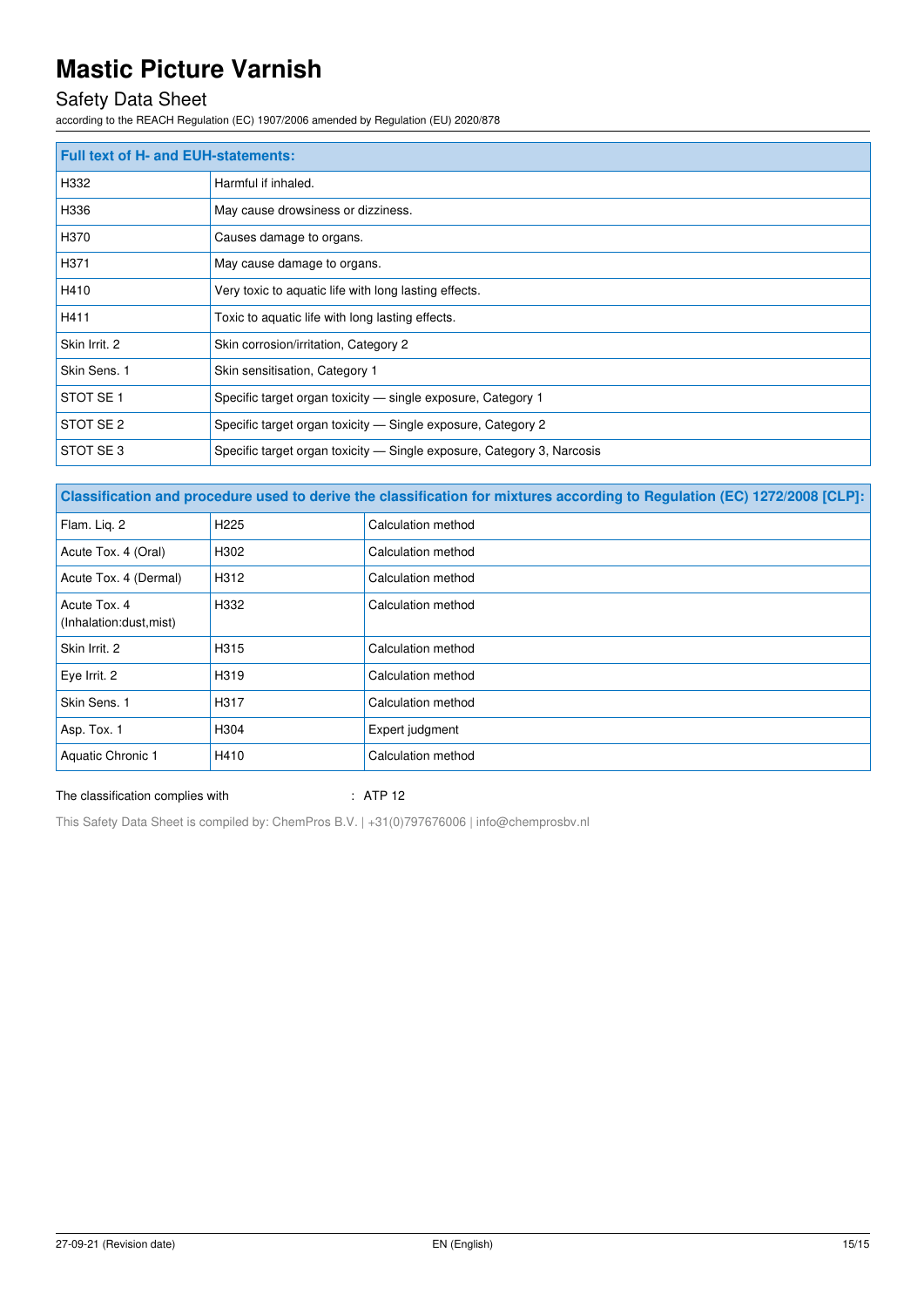| Full text of H- and EUH-statements: | |
|---|---|
| H332 | Harmful if inhaled. |
| H336 | May cause drowsiness or dizziness. |
| H370 | Causes damage to organs. |
| H371 | May cause damage to organs. |
| H410 | Very toxic to aquatic life with long lasting effects. |
| H411 | Toxic to aquatic life with long lasting effects. |
| Skin Irrit. 2 | Skin corrosion/irritation, Category 2 |
| Skin Sens. 1 | Skin sensitisation, Category 1 |
| STOT SE 1 | Specific target organ toxicity — single exposure, Category 1 |
| STOT SE 2 | Specific target organ toxicity — Single exposure, Category 2 |
| STOT SE 3 | Specific target organ toxicity — Single exposure, Category 3, Narcosis |

| Classification and procedure used to derive the classification for mixtures according to Regulation (EC) 1272/2008 [CLP]: | | |
|---|---|---|
| Flam. Liq. 2 | H225 | Calculation method |
| Acute Tox. 4 (Oral) | H302 | Calculation method |
| Acute Tox. 4 (Dermal) | H312 | Calculation method |
| Acute Tox. 4 (Inhalation:dust,mist) | H332 | Calculation method |
| Skin Irrit. 2 | H315 | Calculation method |
| Eye Irrit. 2 | H319 | Calculation method |
| Skin Sens. 1 | H317 | Calculation method |
| Asp. Tox. 1 | H304 | Expert judgment |
| Aquatic Chronic 1 | H410 | Calculation method |

The classification complies with : ATP 12

This Safety Data Sheet is compiled by: ChemPros B.V. | +31(0)797676006 | info@chemprosbv.nl